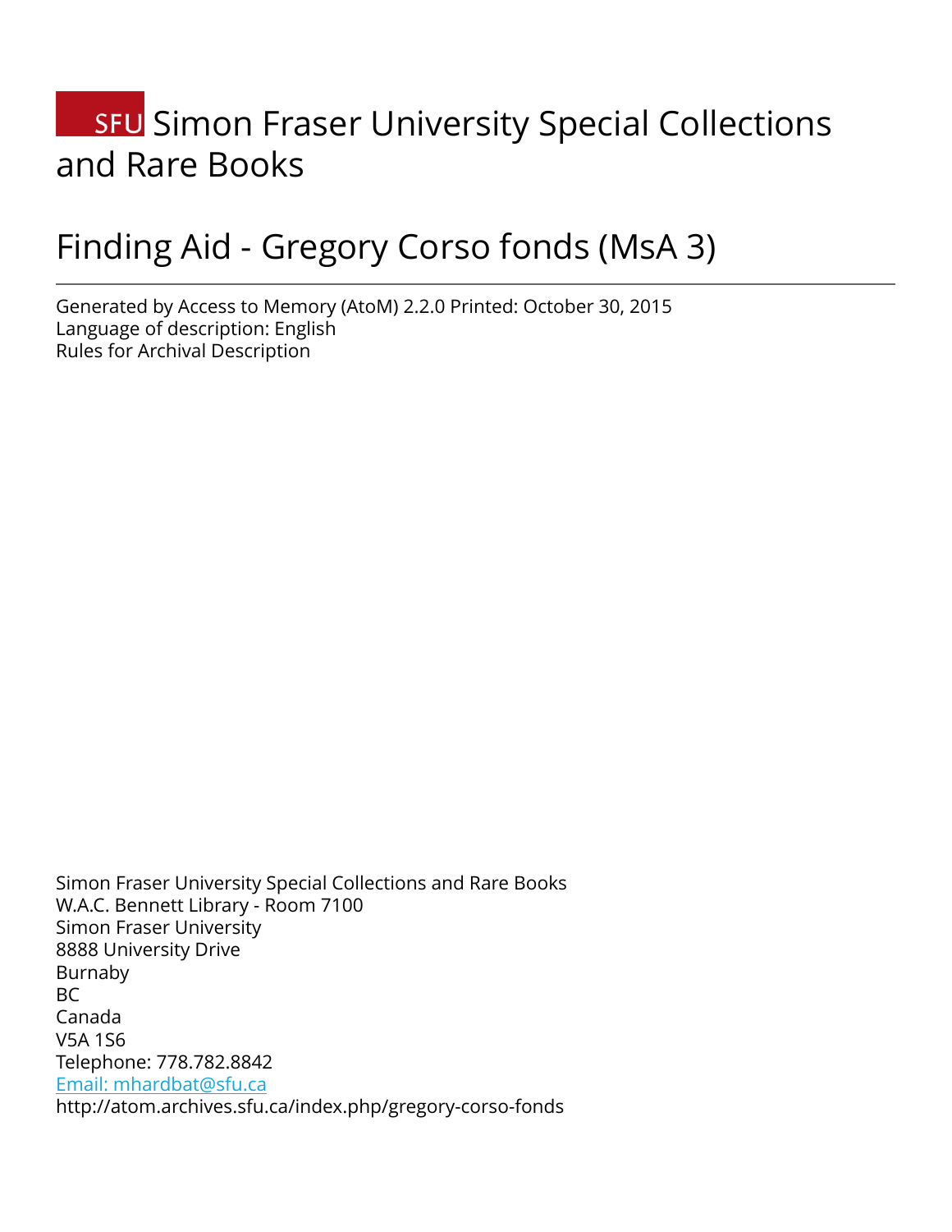# SFU Simon Fraser University Special Collections and Rare Books

# Finding Aid - Gregory Corso fonds (MsA 3)

---

Generated by Access to Memory (AtoM) 2.2.0 Printed: October 30, 2015
Language of description: English
Rules for Archival Description

Simon Fraser University Special Collections and Rare Books
W.A.C. Bennett Library - Room 7100
Simon Fraser University
8888 University Drive
Burnaby
BC
Canada
V5A 1S6
Telephone: 778.782.8842
[Email: mhardbat@sfu.ca](mailto:mhardbat@sfu.ca)
http://atom.archives.sfu.ca/index.php/gregory-corso-fonds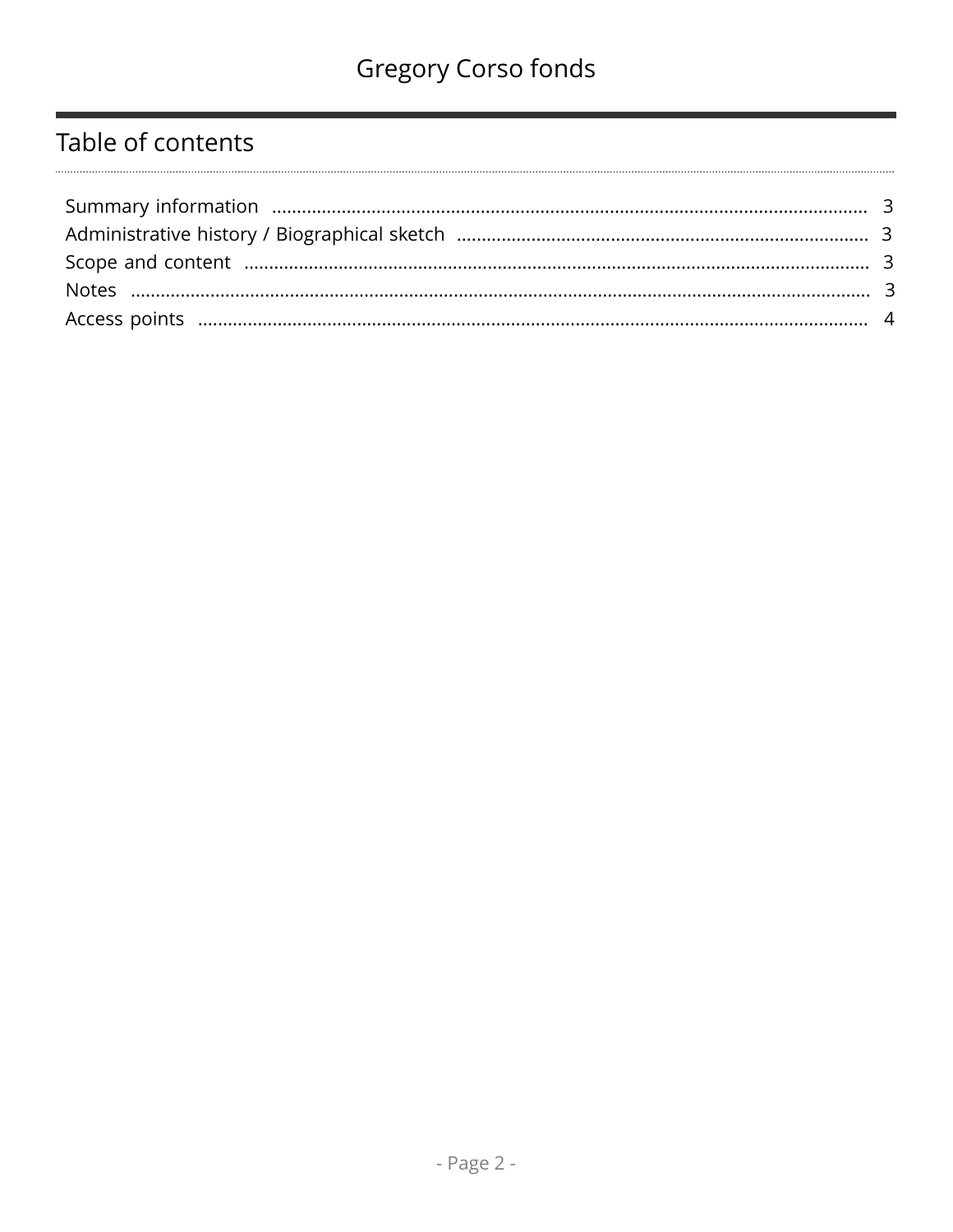## Table of contents

Summary information ..................................................... 3
Administrative history / Biographical sketch ..................................................... 3
Scope and content ..................................................... 3
Notes ..................................................... 3
Access points ..................................................... 4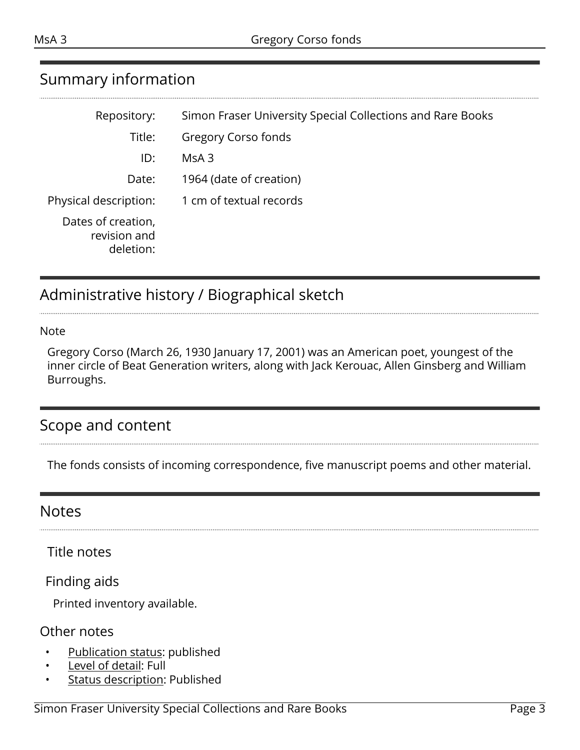## Summary information

| | |
|---|---|
| Repository: | Simon Fraser University Special Collections and Rare Books |
| Title: | Gregory Corso fonds |
| ID: | MsA 3 |
| Date: | 1964 (date of creation) |
| Physical description: | 1 cm of textual records |
| Dates of creation, revision and deletion: | |

## Administrative history / Biographical sketch

Note

Gregory Corso (March 26, 1930 January 17, 2001) was an American poet, youngest of the inner circle of Beat Generation writers, along with Jack Kerouac, Allen Ginsberg and William Burroughs.

## Scope and content

The fonds consists of incoming correspondence, five manuscript poems and other material.

## Notes

### Title notes

### Finding aids

Printed inventory available.

### Other notes

- Publication status: published
- Level of detail: Full
- Status description: Published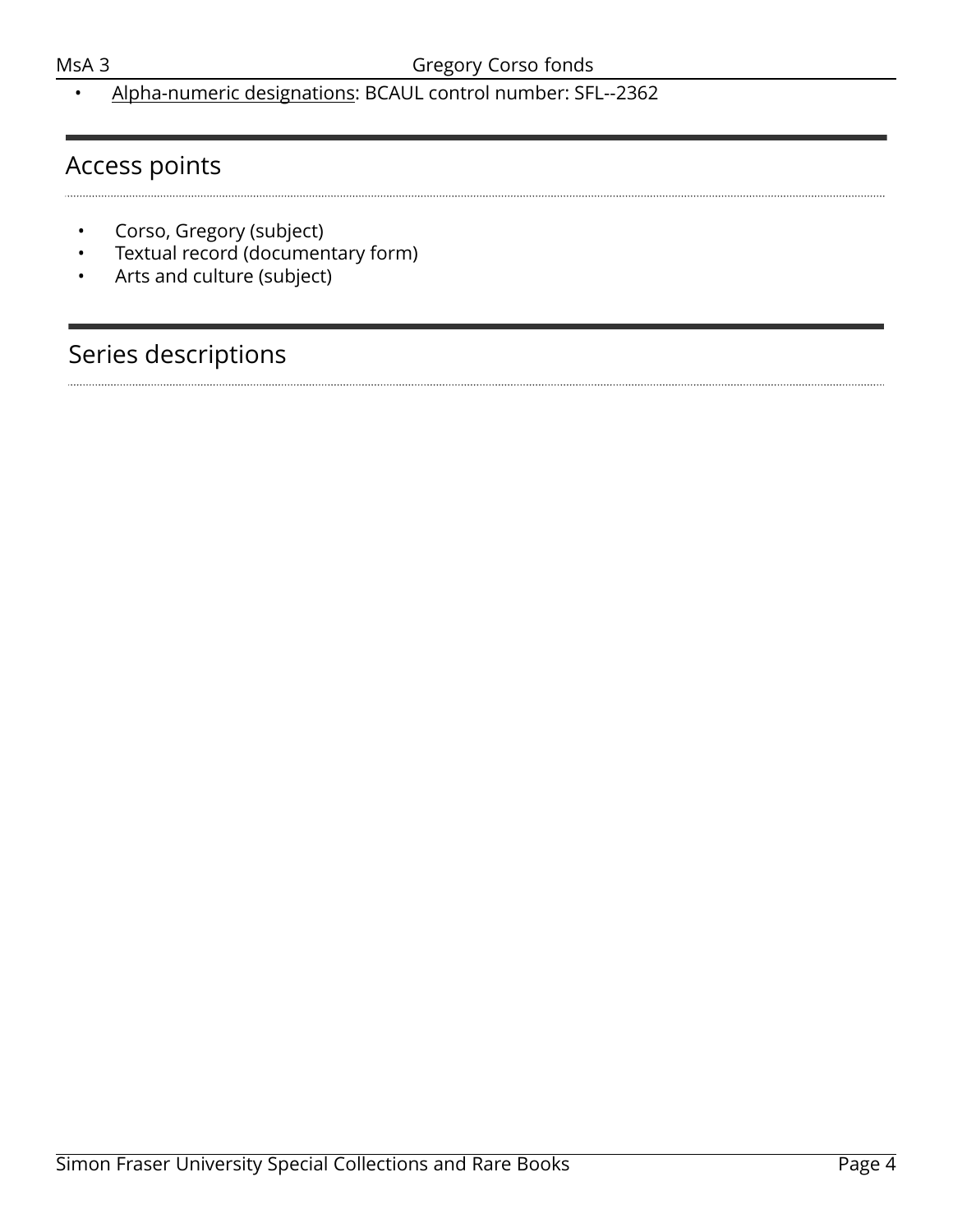- Alpha-numeric designations: BCAUL control number: SFL--2362

## Access points

- Corso, Gregory (subject)
- Textual record (documentary form)
- Arts and culture (subject)

## Series descriptions